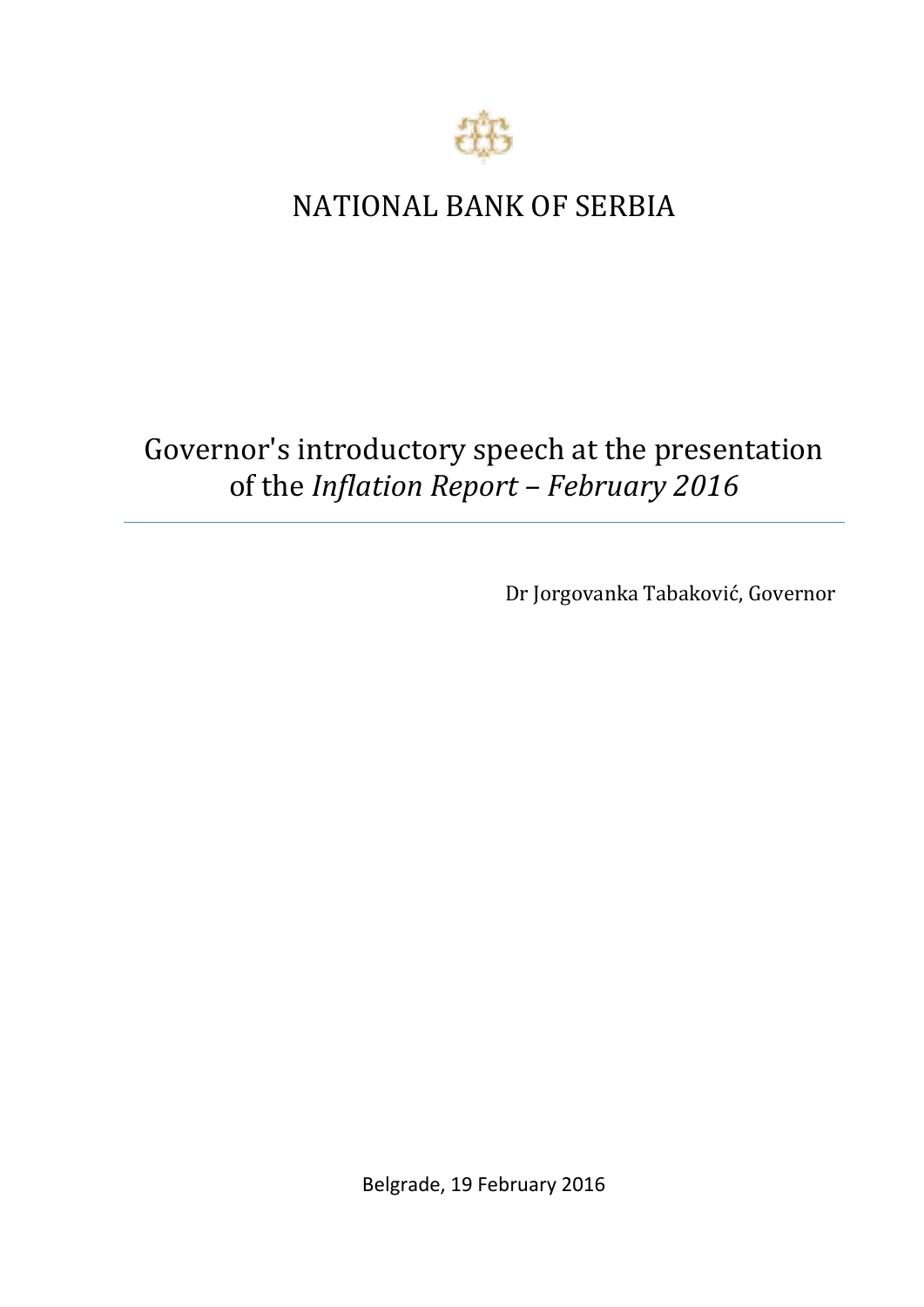# NATIONAL BANK OF SERBIA

## Governor's introductory speech at the presentation of the *Inflation Report – February 2016*

Dr Jorgovanka Tabaković, Governor

Belgrade, 19 February 2016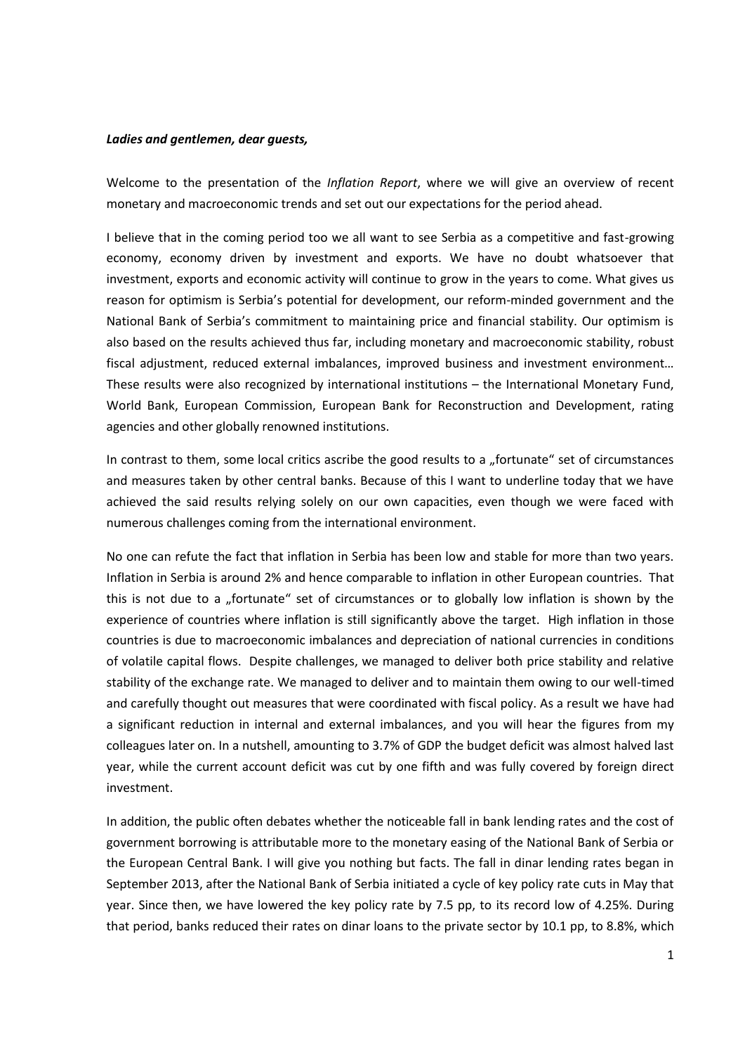***Ladies and gentlemen, dear guests,***

Welcome to the presentation of the *Inflation Report*, where we will give an overview of recent monetary and macroeconomic trends and set out our expectations for the period ahead.

I believe that in the coming period too we all want to see Serbia as a competitive and fast-growing economy, economy driven by investment and exports. We have no doubt whatsoever that investment, exports and economic activity will continue to grow in the years to come. What gives us reason for optimism is Serbia's potential for development, our reform-minded government and the National Bank of Serbia's commitment to maintaining price and financial stability. Our optimism is also based on the results achieved thus far, including monetary and macroeconomic stability, robust fiscal adjustment, reduced external imbalances, improved business and investment environment… These results were also recognized by international institutions – the International Monetary Fund, World Bank, European Commission, European Bank for Reconstruction and Development, rating agencies and other globally renowned institutions.

In contrast to them, some local critics ascribe the good results to a „fortunate" set of circumstances and measures taken by other central banks. Because of this I want to underline today that we have achieved the said results relying solely on our own capacities, even though we were faced with numerous challenges coming from the international environment.

No one can refute the fact that inflation in Serbia has been low and stable for more than two years. Inflation in Serbia is around 2% and hence comparable to inflation in other European countries. That this is not due to a „fortunate" set of circumstances or to globally low inflation is shown by the experience of countries where inflation is still significantly above the target. High inflation in those countries is due to macroeconomic imbalances and depreciation of national currencies in conditions of volatile capital flows. Despite challenges, we managed to deliver both price stability and relative stability of the exchange rate. We managed to deliver and to maintain them owing to our well-timed and carefully thought out measures that were coordinated with fiscal policy. As a result we have had a significant reduction in internal and external imbalances, and you will hear the figures from my colleagues later on. In a nutshell, amounting to 3.7% of GDP the budget deficit was almost halved last year, while the current account deficit was cut by one fifth and was fully covered by foreign direct investment.

In addition, the public often debates whether the noticeable fall in bank lending rates and the cost of government borrowing is attributable more to the monetary easing of the National Bank of Serbia or the European Central Bank. I will give you nothing but facts. The fall in dinar lending rates began in September 2013, after the National Bank of Serbia initiated a cycle of key policy rate cuts in May that year. Since then, we have lowered the key policy rate by 7.5 pp, to its record low of 4.25%. During that period, banks reduced their rates on dinar loans to the private sector by 10.1 pp, to 8.8%, which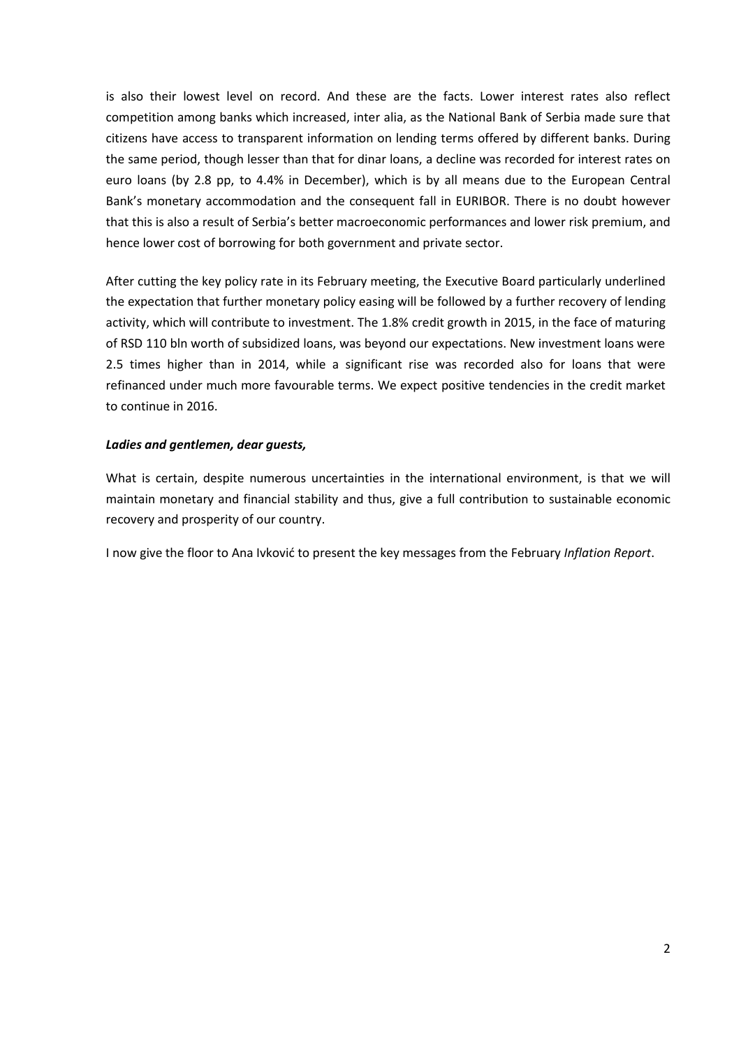is also their lowest level on record. And these are the facts. Lower interest rates also reflect competition among banks which increased, inter alia, as the National Bank of Serbia made sure that citizens have access to transparent information on lending terms offered by different banks. During the same period, though lesser than that for dinar loans, a decline was recorded for interest rates on euro loans (by 2.8 pp, to 4.4% in December), which is by all means due to the European Central Bank's monetary accommodation and the consequent fall in EURIBOR. There is no doubt however that this is also a result of Serbia's better macroeconomic performances and lower risk premium, and hence lower cost of borrowing for both government and private sector.

After cutting the key policy rate in its February meeting, the Executive Board particularly underlined the expectation that further monetary policy easing will be followed by a further recovery of lending activity, which will contribute to investment. The 1.8% credit growth in 2015, in the face of maturing of RSD 110 bln worth of subsidized loans, was beyond our expectations. New investment loans were 2.5 times higher than in 2014, while a significant rise was recorded also for loans that were refinanced under much more favourable terms. We expect positive tendencies in the credit market to continue in 2016.

***Ladies and gentlemen, dear guests,***

What is certain, despite numerous uncertainties in the international environment, is that we will maintain monetary and financial stability and thus, give a full contribution to sustainable economic recovery and prosperity of our country.

I now give the floor to Ana Ivković to present the key messages from the February *Inflation Report*.